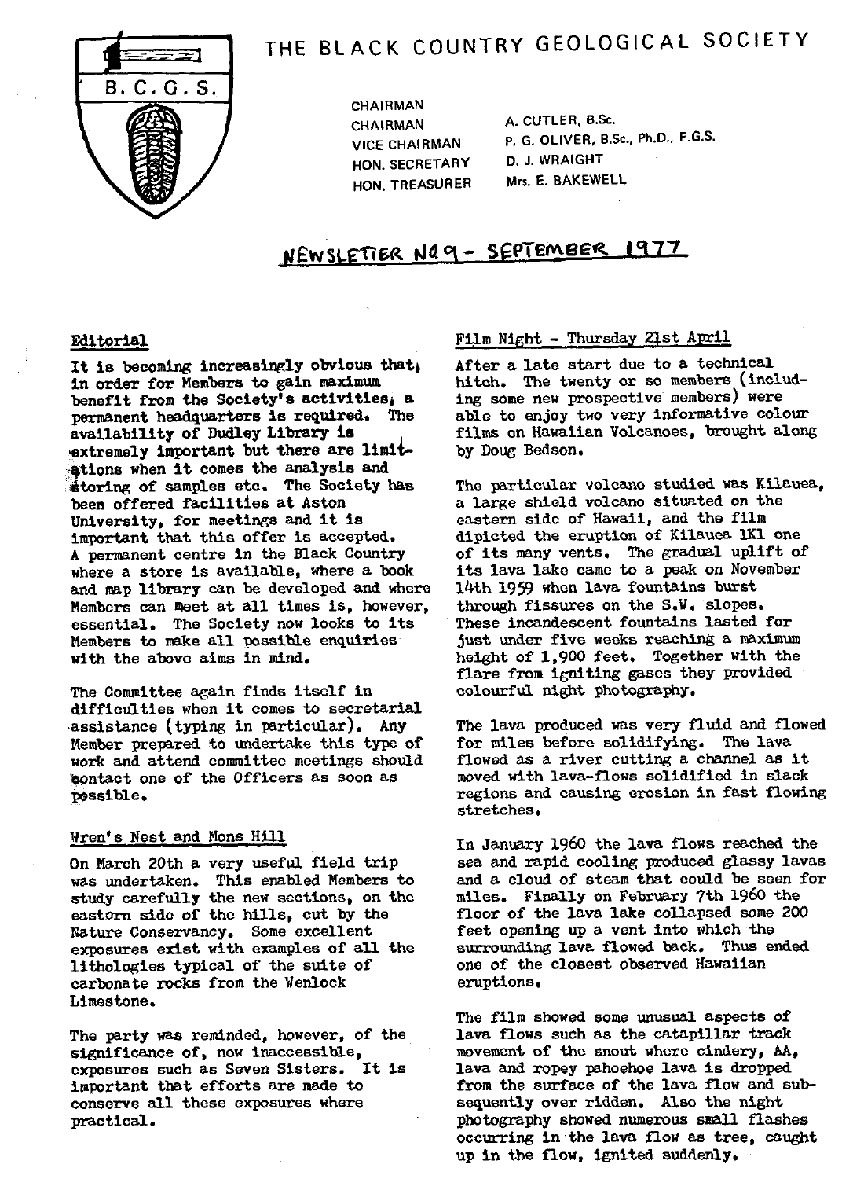# THE BLACK COUNTRY GEOLOGICAL SOCIETY

B.C.G.S.

CHAIRMAN
CHAIRMAN A. CUTLER, B.Sc.
VICE CHAIRMAN P. G. OLIVER, B.Sc., Ph.D., F.G.S.
HON. SECRETARY D. J. WRAIGHT
HON. TREASURER Mrs. E. BAKEWELL

## NEWSLETTER No 9 - SEPTEMBER 1977

### Editorial

**It is becoming increasingly obvious that, in order for Members to gain maximum benefit from the Society's activities, a permanent headquarters is required. The availability of Dudley Library is extremely important but there are limitations when it comes the analysis and storing of samples etc. The Society has been offered facilities at Aston University, for meetings and it is important that this offer is accepted. A permanent centre in the Black Country where a store is available, where a book and map library can be developed and where Members can meet at all times is, however, essential. The Society now looks to its Members to make all possible enquiries with the above aims in mind.**

The Committee again finds itself in difficulties when it comes to secretarial assistance (typing in particular). Any Member prepared to undertake this type of work and attend committee meetings should contact one of the Officers as soon as possible.

### Wren's Nest and Mons Hill

On March 20th a very useful field trip was undertaken. This enabled Members to study carefully the new sections, on the eastern side of the hills, cut by the Nature Conservancy. Some excellent exposures exist with examples of all the lithologies typical of the suite of carbonate rocks from the Wenlock Limestone.

The party was reminded, however, of the significance of, now inaccessible, exposures such as Seven Sisters. It is important that efforts are made to conserve all these exposures where practical.

### Film Night - Thursday 21st April

After a late start due to a technical hitch. The twenty or so members (including some new prospective members) were able to enjoy two very informative colour films on Hawaiian Volcanoes, brought along by Doug Bedson.

The particular volcano studied was Kilauea, a large shield volcano situated on the eastern side of Hawaii, and the film dipicted the eruption of Kilauca 1K1 one of its many vents. The gradual uplift of its lava lake came to a peak on November 14th 1959 when lava fountains burst through fissures on the S.W. slopes. These incandescent fountains lasted for just under five weeks reaching a maximum height of 1,900 feet. Together with the flare from igniting gases they provided colourful night photography.

The lava produced was very fluid and flowed for miles before solidifying. The lava flowed as a river cutting a channel as it moved with lava-flows solidified in slack regions and causing erosion in fast flowing stretches.

In January 1960 the lava flows reached the sea and rapid cooling produced glassy lavas and a cloud of steam that could be seen for miles. Finally on February 7th 1960 the floor of the lava lake collapsed some 200 feet opening up a vent into which the surrounding lava flowed back. Thus ended one of the closest observed Hawaiian eruptions.

The film showed some unusual aspects of lava flows such as the catapillar track movement of the snout where cindery, AA, lava and ropey pahoehoe lava is dropped from the surface of the lava flow and subsequently over ridden. Also the night photography showed numerous small flashes occurring in the lava flow as tree, caught up in the flow, ignited suddenly.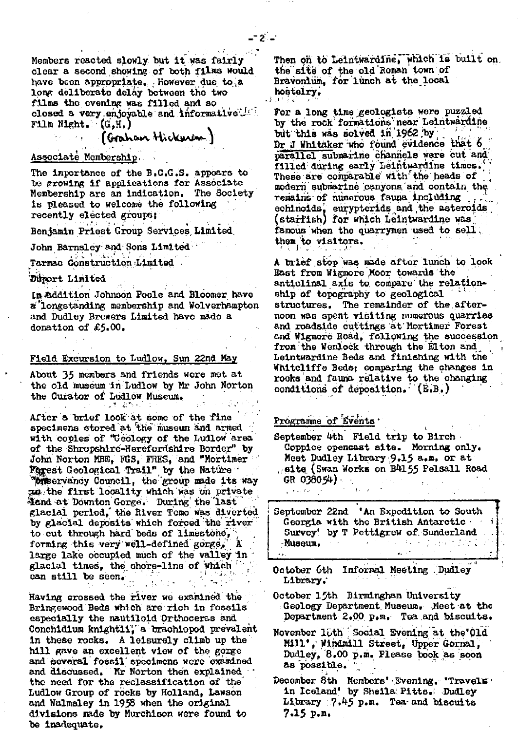Members reacted slowly but it was fairly clear a second showing of both films would have been appropriate. However due to a long deliberate delay between the two films the evening was filled and so closed a very enjoyable and informative Film Night. (G.H.)

(Graham Hickman)

## Associate Membership

The importance of the B.C.G.S. appears to be growing if applications for Associate Membership are an indication. The Society is pleased to welcome the following recently elected groups;

Benjamin Priest Group Services Limited

John Barnsley and Sons Limited

Tarmac Construction Limited

Duport Limited

In addition Johnson Poole and Bloomer have a longstanding membership and Wolverhampton and Dudley Brewers Limited have made a donation of £5.00.

## Field Excursion to Ludlow, Sun 22nd May

About 35 members and friends were met at the old museum in Ludlow by Mr John Norton the Curator of Ludlow Museum.

After a brief look at some of the fine specimens stored at the museum and armed with copies of "Geology of the Ludlow area of the Shropshire-Herefordshire Border" by John Norton MBE, FGS, FRES, and "Mortimer Forest Geological Trail" by the Nature Conservancy Council, the group made its way to the first locality which was on private land at Downton Gorge. During the last glacial period, the River Teme was diverted by glacial deposits which forced the river to cut through hard beds of limestone, forming this very well-defined gorge. A large lake occupied much of the valley in glacial times, the shore-line of which can still be seen.

Having crossed the river we examined the Bringewood Beds which are rich in fossils especially the nautiloid Orthoceras and Conchidium knightii, a brachiopod prevalent in these rocks. A leisurely climb up the hill gave an excellent view of the gorge and several fossil specimens were examined and discussed. Mr Norton then explained the need for the reclassification of the Ludlow Group of rocks by Holland, Lawson and Walmsley in 1958 when the original divisions made by Murchison were found to be inadequate.

Then on to Leintwardine, which is built on the site of the old Roman town of Bravonium, for lunch at the local hostelry.

For a long time geologists were puzzled by the rock formations near Leintwardine but this was solved in 1962 by Dr J Whitaker who found evidence that 6 parallel submarine channels were cut and filled during early Leintwardine times. These are comparable with the heads of modern submarine canyons and contain the remains of numerous fauna including echinoids, eurypterids and the asteroids (starfish) for which Leintwardine was famous when the quarrymen used to sell them to visitors.

A brief stop was made after lunch to look East from Wigmore Moor towards the anticlinal axis to compare the relationship of topography to geological structures. The remainder of the afternoon was spent visiting numerous quarries and roadside cuttings at Mortimer Forest and Wigmore Road, following the succession from the Wenlock through the Elton and Leintwardine Beds and finishing with the Whitcliffe Beds; comparing the changes in rocks and fauna relative to the changing conditions of deposition. (E.B.)

## Programme of Events

September 4th Field trip to Birch Coppice opencast site. Morning only. Meet Dudley Library 9.15 a.m. or at site (Swan Works on B4155 Pelsall Road GR 038054)

September 22nd 'An Expedition to South Georgia with the British Antarctic Survey' by T Pettigrew of Sunderland Museum.

October 6th Informal Meeting Dudley Library.

October 15th Birmingham University Geology Department Museum. Meet at the Department 2.00 p.m. Tea and biscuits.

November 10th Social Evening at the 'Old Mill', Windmill Street, Upper Gornal, Dudley, 8.00 p.m. Please book as soon as possible.

December 8th Members' Evening. 'Travels in Iceland' by Sheila Pitts. Dudley Library 7.45 p.m. Tea and biscuits 7.15 p.m.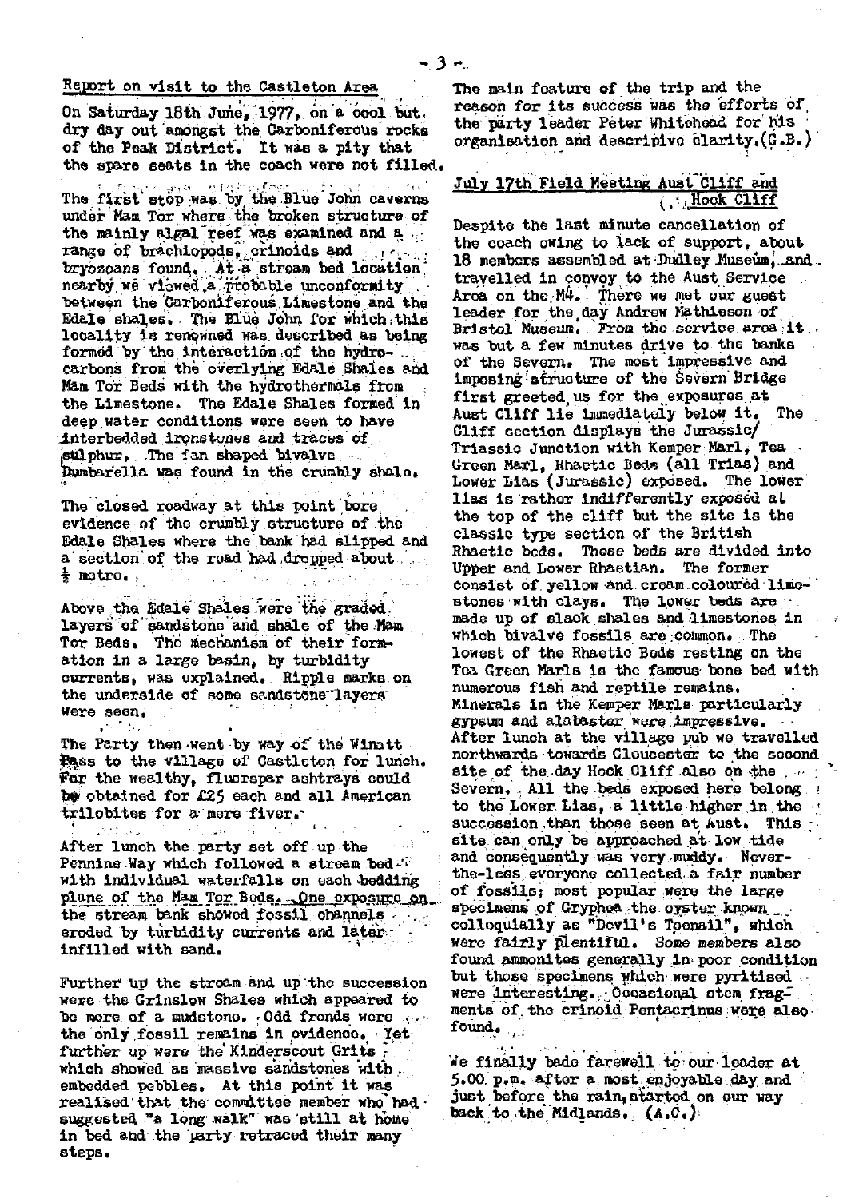## Report on visit to the Castleton Area

On Saturday 18th June, 1977, on a cool but dry day out amongst the Carboniferous rocks of the Peak District. It was a pity that the spare seats in the coach were not filled.

The first stop was by the Blue John caverns under Mam Tor where the broken structure of the mainly algal reef was examined and a range of brachiopods, crinoids and bryozoans found. At a stream bed location nearby we viewed a probable unconformity between the Carboniferous Limestone and the Edale shales. The Blue John for which this locality is renowned was described as being formed by the interaction of the hydrocarbons from the overlying Edale Shales and Mam Tor Beds with the hydrothermals from the Limestone. The Edale Shales formed in deep water conditions were seen to have interbedded ironstones and traces of sulphur. The fan shaped bivalve Dunbarella was found in the crumbly shale.

The closed roadway at this point bore evidence of the crumbly structure of the Edale Shales where the bank had slipped and a section of the road had dropped about ½ metre.

Above the Edale Shales were the graded layers of sandstone and shale of the Mam Tor Beds. The mechanism of their formation in a large basin, by turbidity currents, was explained. Ripple marks on the underside of some sandstone layers were seen.

The Party then went by way of the Winatt Pass to the village of Castleton for lunch. For the wealthy, fluorspar ashtrays could be obtained for £25 each and all American trilobites for a mere fiver.

After lunch the party set off up the Pennine Way which followed a stream bed with individual waterfalls on each bedding plane of the Mam Tor Beds. One exposure on the stream bank showed fossil channels eroded by turbidity currents and later infilled with sand.

Further up the stream and up the succession were the Grinslow Shales which appeared to be more of a mudstone. Odd fronds were the only fossil remains in evidence. Yet further up were the Kinderscout Grits which showed as massive sandstones with embedded pebbles. At this point it was realised that the committee member who had suggested "a long walk" was still at home in bed and the party retraced their many steps.

The main feature of the trip and the reason for its success was the efforts of the party leader Peter Whitehead for his organisation and descriptive clarity. (G.B.)

## July 17th Field Meeting Aust Cliff and Hock Cliff

Despite the last minute cancellation of the coach owing to lack of support, about 18 members assembled at Dudley Museum, and travelled in convoy to the Aust Service Area on the M4. There we met our guest leader for the day Andrew Mathieson of Bristol Museum. From the service area it was but a few minutes drive to the banks of the Severn. The most impressive and imposing structure of the Severn Bridge first greeted us for the exposures at Aust Cliff lie immediately below it. The Cliff section displays the Jurassic/Triassic Junction with Kemper Marl, Tea Green Marl, Rhaetic Beds (all Trias) and Lower Lias (Jurassic) exposed. The lower lias is rather indifferently exposed at the top of the cliff but the site is the classic type section of the British Rhaetic beds. These beds are divided into Upper and Lower Rhaetian. The former consist of yellow and cream coloured limestones with clays. The lower beds are made up of slack shales and limestones in which bivalve fossils are common. The lowest of the Rhaetic Beds resting on the Tea Green Marls is the famous bone bed with numerous fish and reptile remains. Minerals in the Kemper Marls particularly gypsum and alabaster were impressive.

After lunch at the village pub we travelled northwards towards Gloucester to the second site of the day Hock Cliff also on the Severn. All the beds exposed here belong to the Lower Lias, a little higher in the succession than those seen at Aust. This site can only be approached at low tide and consequently was very muddy. Nevertheless everyone collected a fair number of fossils; most popular were the large specimens of Gryphea the oyster known colloquially as "Devil's Toenail", which were fairly plentiful. Some members also found ammonites generally in poor condition but those specimens which were pyritised were interesting. Occasional stem fragments of the crinoid Pentacrinus were also found.

We finally bade farewell to our leader at 5.00 p.m. after a most enjoyable day and just before the rain, started on our way back to the Midlands. (A.C.)